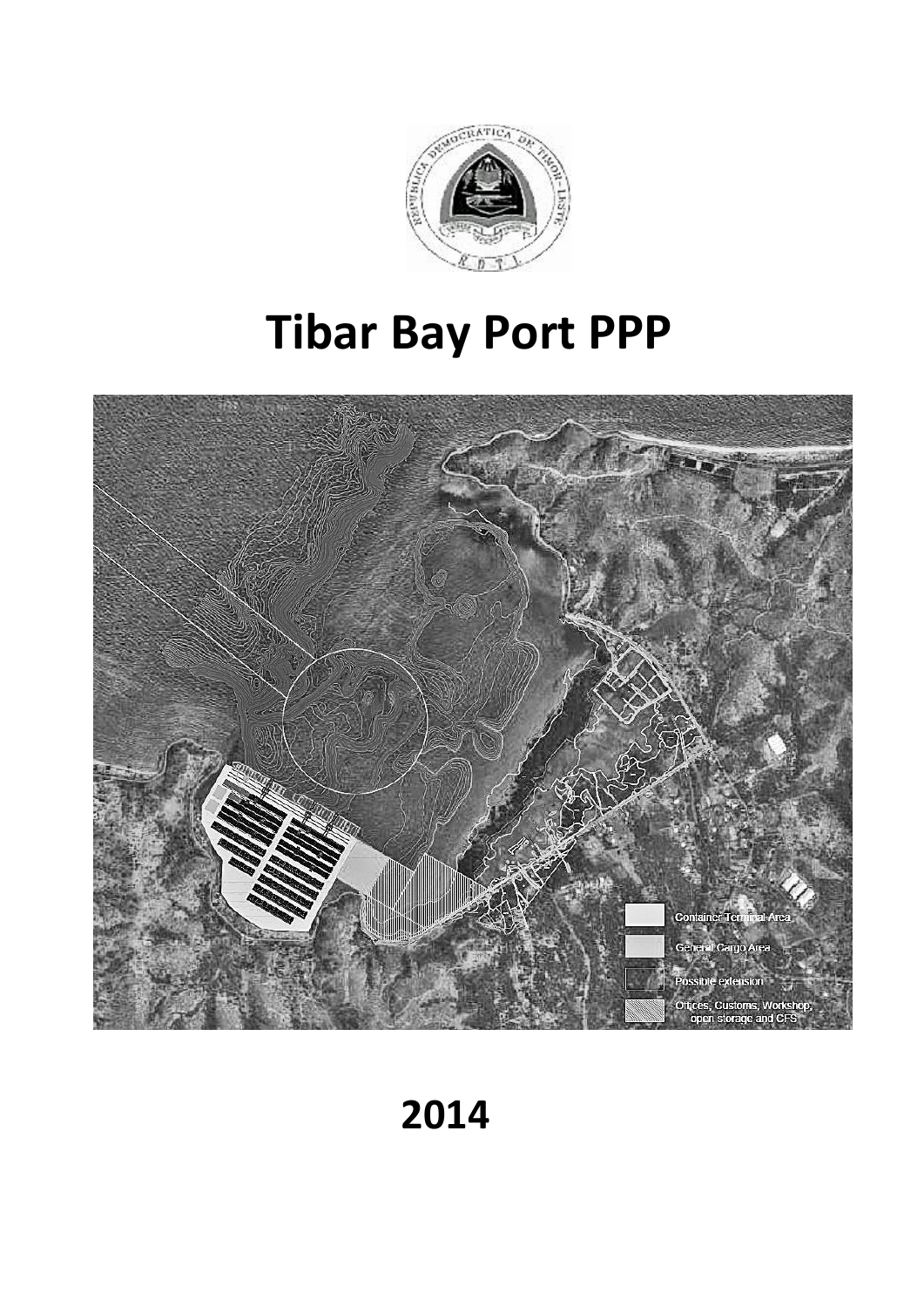# Tibar Bay Port PPP

Container Terminal Area

General Cargo Area

Possible extension

Offices, Customs, Workshop, open storage and CFS

## 2014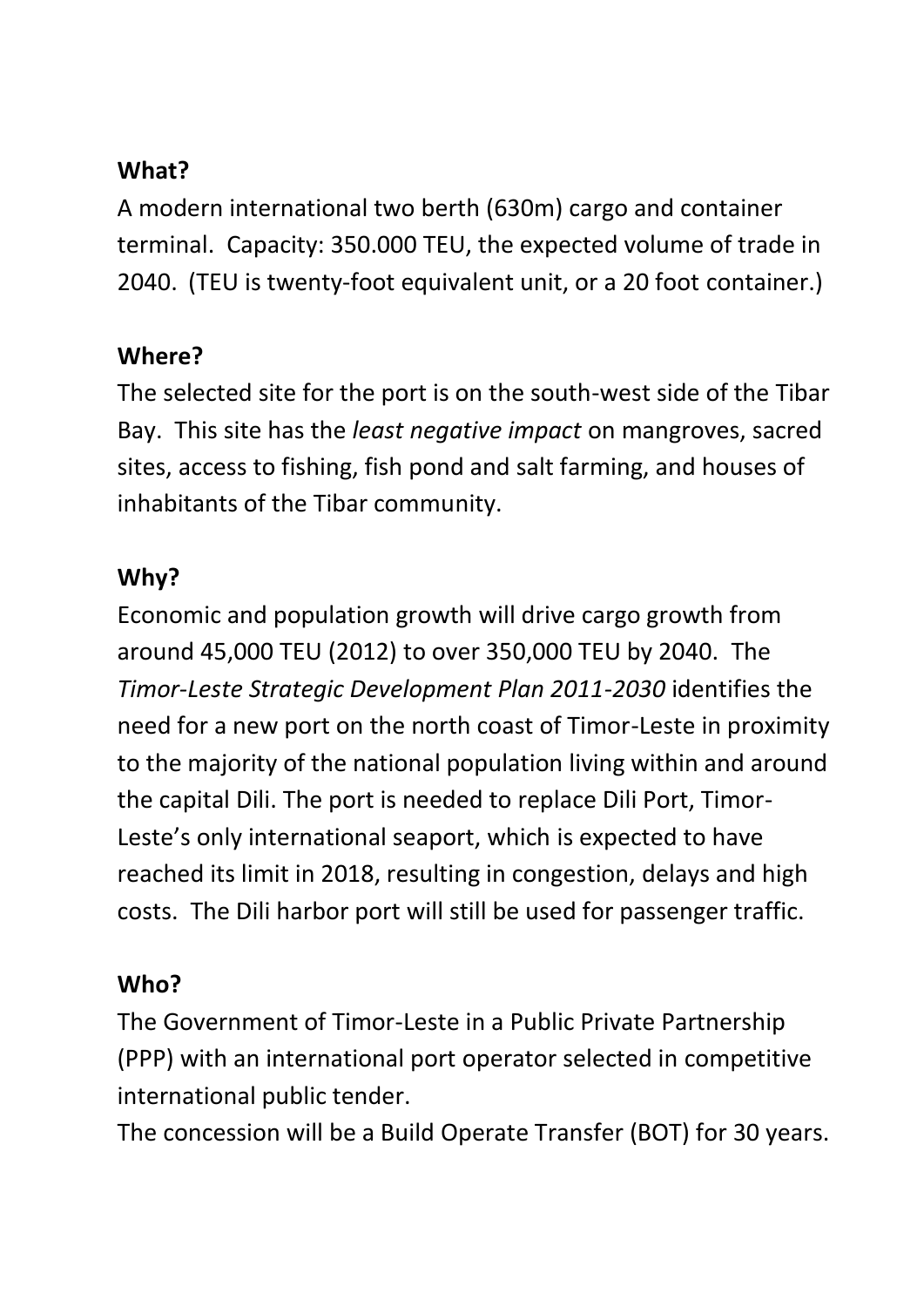**What?**

A modern international two berth (630m) cargo and container terminal. Capacity: 350.000 TEU, the expected volume of trade in 2040. (TEU is twenty-foot equivalent unit, or a 20 foot container.)

**Where?**

The selected site for the port is on the south-west side of the Tibar Bay. This site has the *least negative impact* on mangroves, sacred sites, access to fishing, fish pond and salt farming, and houses of inhabitants of the Tibar community.

**Why?**

Economic and population growth will drive cargo growth from around 45,000 TEU (2012) to over 350,000 TEU by 2040. The *Timor-Leste Strategic Development Plan 2011-2030* identifies the need for a new port on the north coast of Timor-Leste in proximity to the majority of the national population living within and around the capital Dili. The port is needed to replace Dili Port, Timor-Leste's only international seaport, which is expected to have reached its limit in 2018, resulting in congestion, delays and high costs. The Dili harbor port will still be used for passenger traffic.

**Who?**

The Government of Timor-Leste in a Public Private Partnership (PPP) with an international port operator selected in competitive international public tender.

The concession will be a Build Operate Transfer (BOT) for 30 years.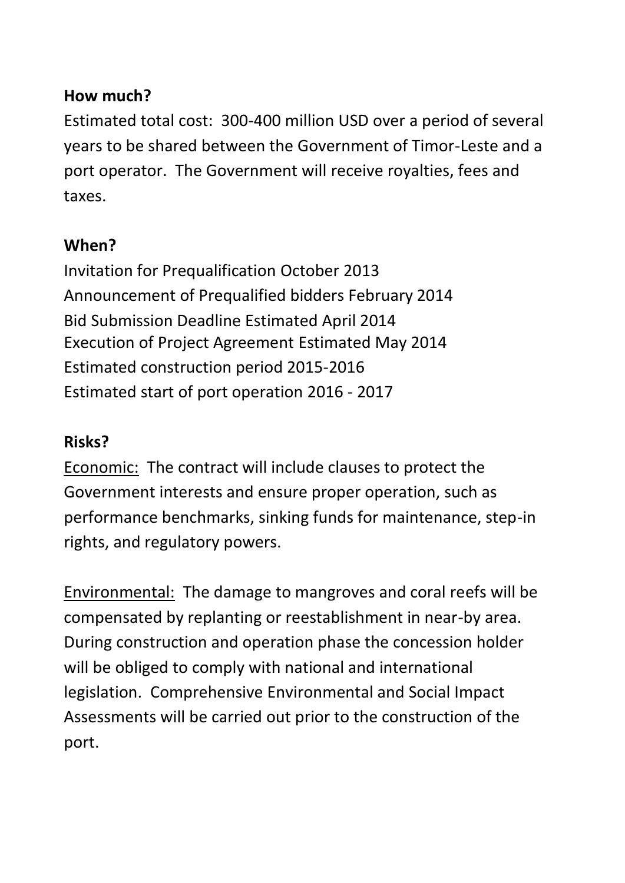**How much?**

Estimated total cost: 300-400 million USD over a period of several years to be shared between the Government of Timor-Leste and a port operator. The Government will receive royalties, fees and taxes.

**When?**

Invitation for Prequalification October 2013
Announcement of Prequalified bidders February 2014
Bid Submission Deadline Estimated April 2014
Execution of Project Agreement Estimated May 2014
Estimated construction period 2015-2016
Estimated start of port operation 2016 - 2017

**Risks?**

<u>Economic:</u> The contract will include clauses to protect the Government interests and ensure proper operation, such as performance benchmarks, sinking funds for maintenance, step-in rights, and regulatory powers.

<u>Environmental:</u> The damage to mangroves and coral reefs will be compensated by replanting or reestablishment in near-by area. During construction and operation phase the concession holder will be obliged to comply with national and international legislation. Comprehensive Environmental and Social Impact Assessments will be carried out prior to the construction of the port.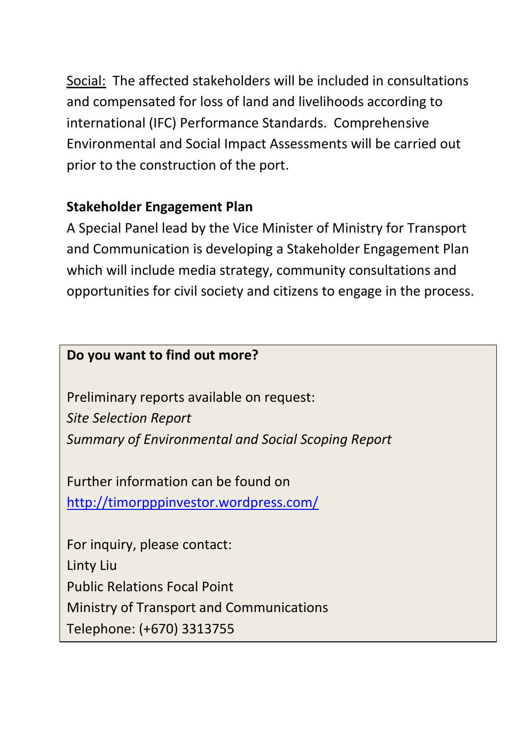Social: The affected stakeholders will be included in consultations and compensated for loss of land and livelihoods according to international (IFC) Performance Standards. Comprehensive Environmental and Social Impact Assessments will be carried out prior to the construction of the port.

**Stakeholder Engagement Plan**

A Special Panel lead by the Vice Minister of Ministry for Transport and Communication is developing a Stakeholder Engagement Plan which will include media strategy, community consultations and opportunities for civil society and citizens to engage in the process.

**Do you want to find out more?**

Preliminary reports available on request:
*Site Selection Report*
*Summary of Environmental and Social Scoping Report*

Further information can be found on
http://timorpppinvestor.wordpress.com/

For inquiry, please contact:
Linty Liu
Public Relations Focal Point
Ministry of Transport and Communications
Telephone: (+670) 3313755